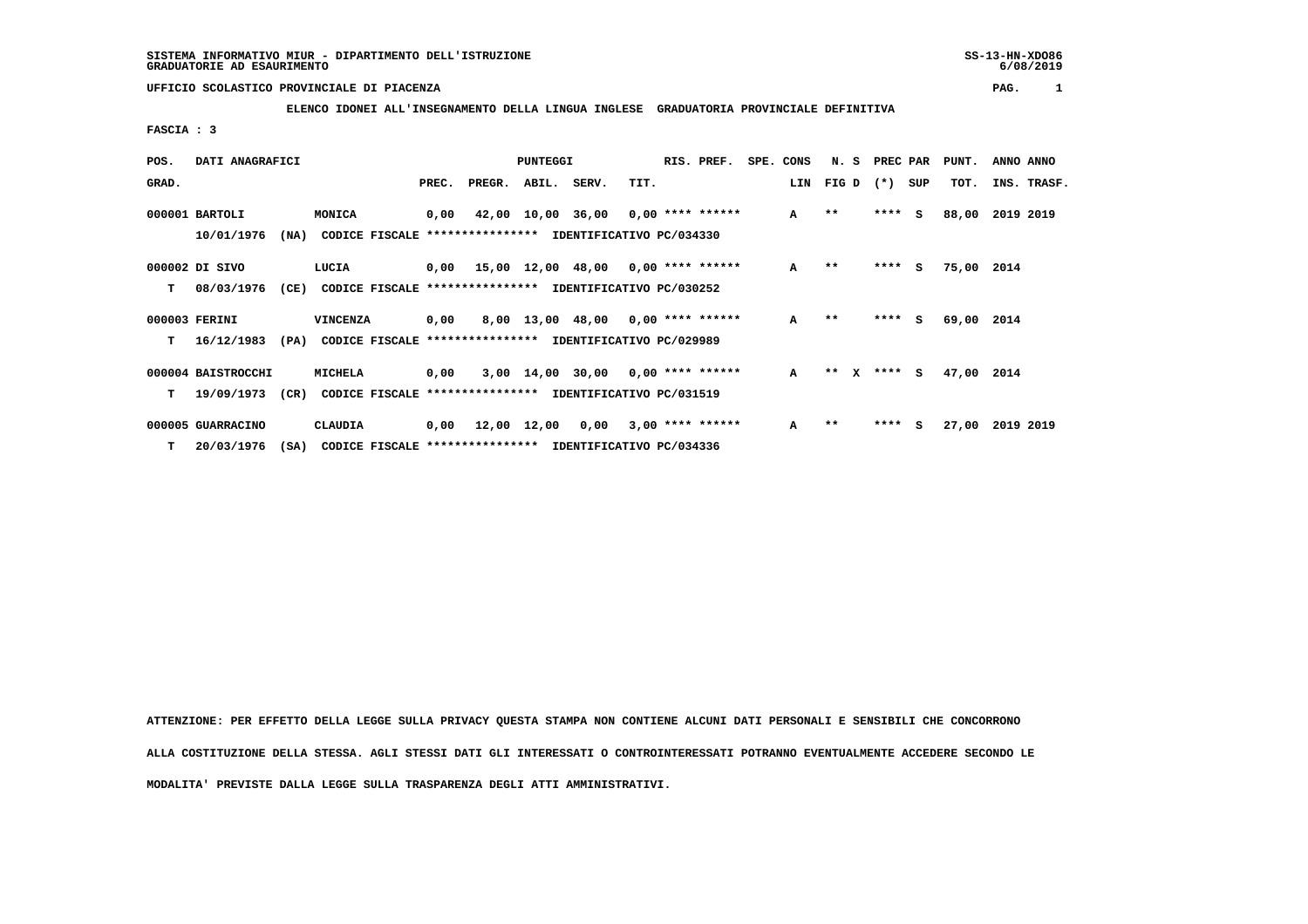SISTEMA INFORMATIVO MIUR - DIPARTIMENTO DELL'ISTRUZIONE
GRADUATORIE AD ESAURIMENTO

SS-13-HN-XDO86
6/08/2019

UFFICIO SCOLASTICO PROVINCIALE DI PIACENZA

**ELENCO IDONEI ALL'INSEGNAMENTO DELLA LINGUA INGLESE GRADUATORIA PROVINCIALE DEFINITIVA**

FASCIA : 3

| POS. GRAD. | DATI ANAGRAFICI | | PREC. | PREGR. | ABIL. | SERV. | TIT. | RIS. PREF. | SPE. CONS LIN | N. S FIG D | PREC PAR (*) SUP | PUNT. TOT. | ANNO INS. | ANNO TRASF. |
|---|---|---|---|---|---|---|---|---|---|---|---|---|---|---|
| 000001 | BARTOLI | MONICA | 0,00 | 42,00 | 10,00 | 36,00 | 0,00 | **** ****** | A | ** | **** S | 88,00 | 2019 | 2019 |
| | 10/01/1976 (NA) | CODICE FISCALE **************** IDENTIFICATIVO PC/034330 | | | | | | | | | | | | |
| 000002 | DI SIVO | LUCIA | 0,00 | 15,00 | 12,00 | 48,00 | 0,00 | **** ****** | A | ** | **** S | 75,00 | 2014 | |
| T | 08/03/1976 (CE) | CODICE FISCALE **************** IDENTIFICATIVO PC/030252 | | | | | | | | | | | | |
| 000003 | FERINI | VINCENZA | 0,00 | 8,00 | 13,00 | 48,00 | 0,00 | **** ****** | A | ** | **** S | 69,00 | 2014 | |
| T | 16/12/1983 (PA) | CODICE FISCALE **************** IDENTIFICATIVO PC/029989 | | | | | | | | | | | | |
| 000004 | BAISTROCCHI | MICHELA | 0,00 | 3,00 | 14,00 | 30,00 | 0,00 | **** ****** | A | ** X | **** S | 47,00 | 2014 | |
| T | 19/09/1973 (CR) | CODICE FISCALE **************** IDENTIFICATIVO PC/031519 | | | | | | | | | | | | |
| 000005 | GUARRACINO | CLAUDIA | 0,00 | 12,00 | 12,00 | 0,00 | 3,00 | **** ****** | A | ** | **** S | 27,00 | 2019 | 2019 |
| T | 20/03/1976 (SA) | CODICE FISCALE **************** IDENTIFICATIVO PC/034336 | | | | | | | | | | | | |

ATTENZIONE: PER EFFETTO DELLA LEGGE SULLA PRIVACY QUESTA STAMPA NON CONTIENE ALCUNI DATI PERSONALI E SENSIBILI CHE CONCORRONO ALLA COSTITUZIONE DELLA STESSA. AGLI STESSI DATI GLI INTERESSATI O CONTROINTERESSATI POTRANNO EVENTUALMENTE ACCEDERE SECONDO LE MODALITA' PREVISTE DALLA LEGGE SULLA TRASPARENZA DEGLI ATTI AMMINISTRATIVI.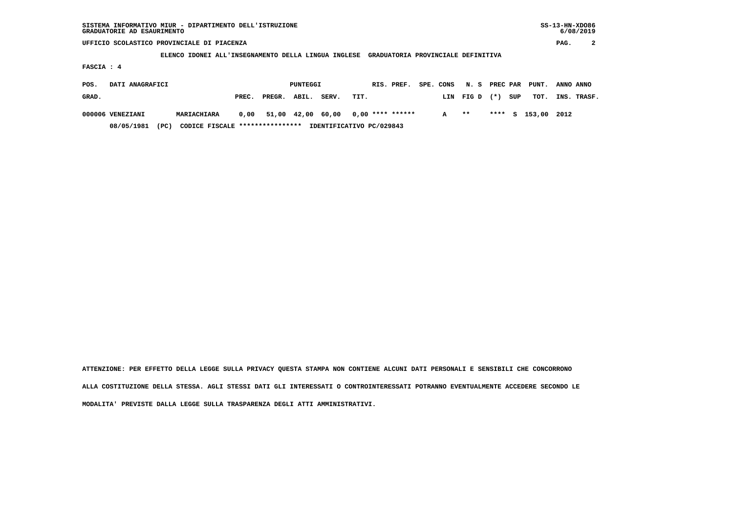SISTEMA INFORMATIVO MIUR - DIPARTIMENTO DELL'ISTRUZIONE
GRADUATORIE AD ESAURIMENTO

UFFICIO SCOLASTICO PROVINCIALE DI PIACENZA

ELENCO IDONEI ALL'INSEGNAMENTO DELLA LINGUA INGLESE GRADUATORIA PROVINCIALE DEFINITIVA

FASCIA : 4

| POS. GRAD. | DATI ANAGRAFICI | | PUNTEGGI PREC. | PREGR. | ABIL. | SERV. | TIT. | RIS. PREF. | SPE. CONS LIN | N. S FIG D | PREC PAR (*) | SUP | PUNT. TOT. | ANNO INS. | ANNO TRASF. |
|---|---|---|---|---|---|---|---|---|---|---|---|---|---|---|---|
| 000006 | VENEZIANI | MARIACHIARA | 0,00 | 51,00 | 42,00 | 60,00 | 0,00 | **** ****** | A | ** | **** | S | 153,00 | 2012 | |
| | 08/05/1981 (PC) | CODICE FISCALE **************** | IDENTIFICATIVO PC/029843 | | | | | | | | | | | | |

ATTENZIONE: PER EFFETTO DELLA LEGGE SULLA PRIVACY QUESTA STAMPA NON CONTIENE ALCUNI DATI PERSONALI E SENSIBILI CHE CONCORRONO ALLA COSTITUZIONE DELLA STESSA. AGLI STESSI DATI GLI INTERESSATI O CONTROINTERESSATI POTRANNO EVENTUALMENTE ACCEDERE SECONDO LE MODALITA' PREVISTE DALLA LEGGE SULLA TRASPARENZA DEGLI ATTI AMMINISTRATIVI.